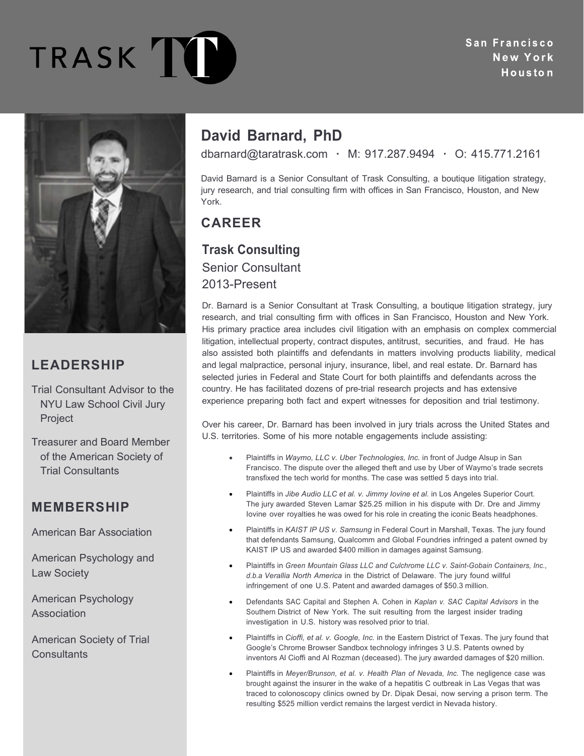TRASK TT

San Francisco
New York
Houston

# David Barnard, PhD

dbarnard@taratrask.com · M: 917.287.9494 · O: 415.771.2161

David Barnard is a Senior Consultant of Trask Consulting, a boutique litigation strategy, jury research, and trial consulting firm with offices in San Francisco, Houston, and New York.

## CAREER

### Trask Consulting

Senior Consultant
2013-Present

Dr. Barnard is a Senior Consultant at Trask Consulting, a boutique litigation strategy, jury research, and trial consulting firm with offices in San Francisco, Houston and New York. His primary practice area includes civil litigation with an emphasis on complex commercial litigation, intellectual property, contract disputes, antitrust, securities, and fraud. He has also assisted both plaintiffs and defendants in matters involving products liability, medical and legal malpractice, personal injury, insurance, libel, and real estate. Dr. Barnard has selected juries in Federal and State Court for both plaintiffs and defendants across the country. He has facilitated dozens of pre-trial research projects and has extensive experience preparing both fact and expert witnesses for deposition and trial testimony.

Over his career, Dr. Barnard has been involved in jury trials across the United States and U.S. territories. Some of his more notable engagements include assisting:

- Plaintiffs in *Waymo, LLC v. Uber Technologies, Inc.* in front of Judge Alsup in San Francisco. The dispute over the alleged theft and use by Uber of Waymo's trade secrets transfixed the tech world for months. The case was settled 5 days into trial.
- Plaintiffs in *Jibe Audio LLC et al. v. Jimmy Iovine et al.* in Los Angeles Superior Court. The jury awarded Steven Lamar $25.25 million in his dispute with Dr. Dre and Jimmy Iovine over royalties he was owed for his role in creating the iconic Beats headphones.
- Plaintiffs in *KAIST IP US v. Samsung* in Federal Court in Marshall, Texas. The jury found that defendants Samsung, Qualcomm and Global Foundries infringed a patent owned by KAIST IP US and awarded $400 million in damages against Samsung.
- Plaintiffs in *Green Mountain Glass LLC and Culchrome LLC v. Saint-Gobain Containers, Inc., d.b.a Verallia North America* in the District of Delaware. The jury found willful infringement of one U.S. Patent and awarded damages of $50.3 million.
- Defendants SAC Capital and Stephen A. Cohen in *Kaplan v. SAC Capital Advisors* in the Southern District of New York. The suit resulting from the largest insider trading investigation in U.S. history was resolved prior to trial.
- Plaintiffs in *Cioffi, et al. v. Google, Inc.* in the Eastern District of Texas. The jury found that Google's Chrome Browser Sandbox technology infringes 3 U.S. Patents owned by inventors Al Cioffi and Al Rozman (deceased). The jury awarded damages of $20 million.
- Plaintiffs in *Meyer/Brunson, et al. v. Health Plan of Nevada, Inc.* The negligence case was brought against the insurer in the wake of a hepatitis C outbreak in Las Vegas that was traced to colonoscopy clinics owned by Dr. Dipak Desai, now serving a prison term. The resulting $525 million verdict remains the largest verdict in Nevada history.

## LEADERSHIP

Trial Consultant Advisor to the NYU Law School Civil Jury Project

Treasurer and Board Member of the American Society of Trial Consultants

## MEMBERSHIP

American Bar Association

American Psychology and Law Society

American Psychology Association

American Society of Trial Consultants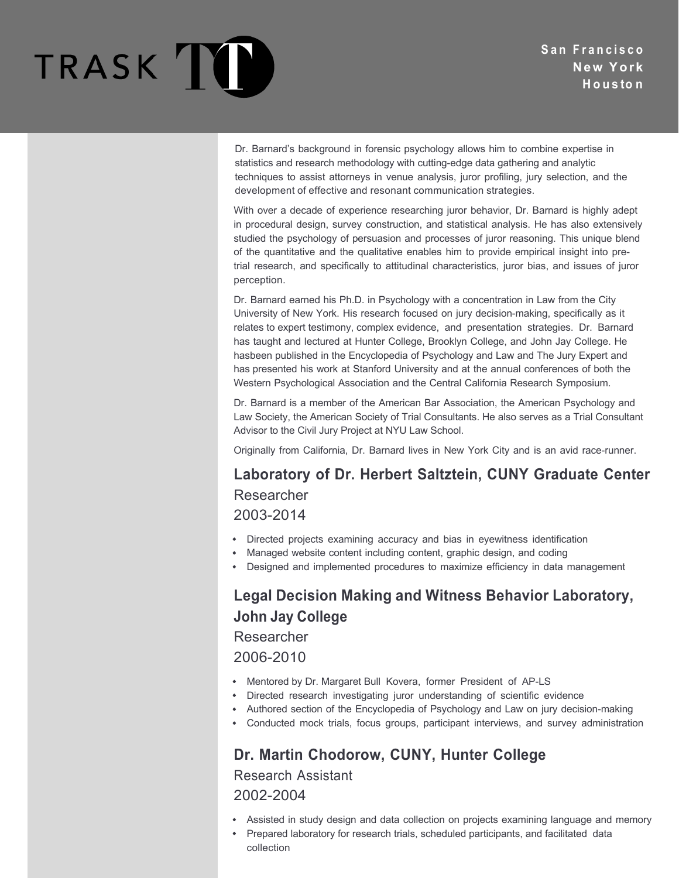Dr. Barnard's background in forensic psychology allows him to combine expertise in statistics and research methodology with cutting-edge data gathering and analytic techniques to assist attorneys in venue analysis, juror profiling, jury selection, and the development of effective and resonant communication strategies.

With over a decade of experience researching juror behavior, Dr. Barnard is highly adept in procedural design, survey construction, and statistical analysis. He has also extensively studied the psychology of persuasion and processes of juror reasoning. This unique blend of the quantitative and the qualitative enables him to provide empirical insight into pre-trial research, and specifically to attitudinal characteristics, juror bias, and issues of juror perception.

Dr. Barnard earned his Ph.D. in Psychology with a concentration in Law from the City University of New York. His research focused on jury decision-making, specifically as it relates to expert testimony, complex evidence, and presentation strategies. Dr. Barnard has taught and lectured at Hunter College, Brooklyn College, and John Jay College. He hasbeen published in the Encyclopedia of Psychology and Law and The Jury Expert and has presented his work at Stanford University and at the annual conferences of both the Western Psychological Association and the Central California Research Symposium.

Dr. Barnard is a member of the American Bar Association, the American Psychology and Law Society, the American Society of Trial Consultants. He also serves as a Trial Consultant Advisor to the Civil Jury Project at NYU Law School.

Originally from California, Dr. Barnard lives in New York City and is an avid race-runner.

## Laboratory of Dr. Herbert Saltztein, CUNY Graduate Center

Researcher

2003-2014

- Directed projects examining accuracy and bias in eyewitness identification
- Managed website content including content, graphic design, and coding
- Designed and implemented procedures to maximize efficiency in data management

## Legal Decision Making and Witness Behavior Laboratory, John Jay College

Researcher

2006-2010

- Mentored by Dr. Margaret Bull Kovera, former President of AP-LS
- Directed research investigating juror understanding of scientific evidence
- Authored section of the Encyclopedia of Psychology and Law on jury decision-making
- Conducted mock trials, focus groups, participant interviews, and survey administration

## Dr. Martin Chodorow, CUNY, Hunter College

Research Assistant

2002-2004

- Assisted in study design and data collection on projects examining language and memory
- Prepared laboratory for research trials, scheduled participants, and facilitated data collection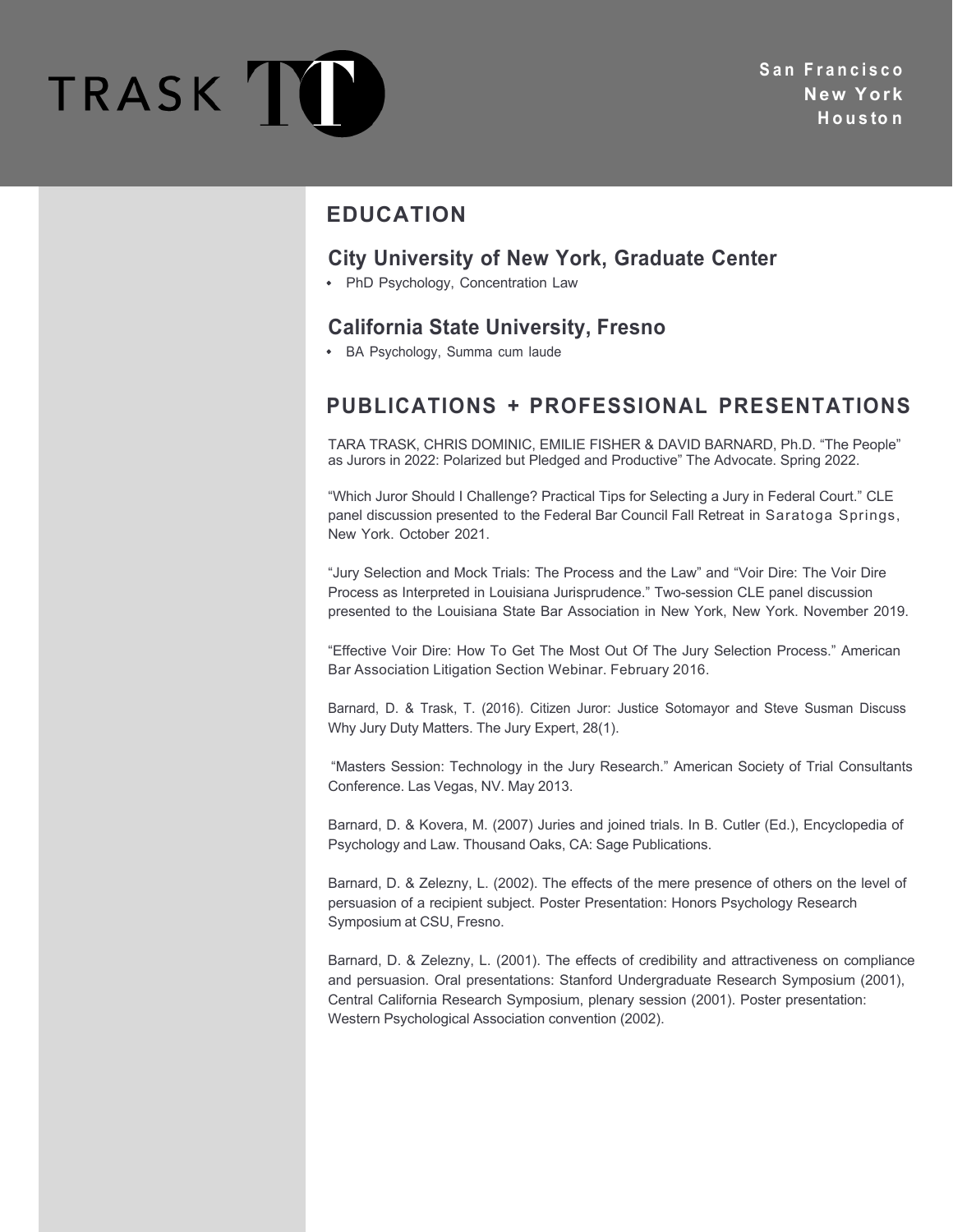## EDUCATION

### City University of New York, Graduate Center

- PhD Psychology, Concentration Law

### California State University, Fresno

- BA Psychology, Summa cum laude

## PUBLICATIONS + PROFESSIONAL PRESENTATIONS

TARA TRASK, CHRIS DOMINIC, EMILIE FISHER & DAVID BARNARD, Ph.D. "The People" as Jurors in 2022: Polarized but Pledged and Productive" The Advocate. Spring 2022.

"Which Juror Should I Challenge? Practical Tips for Selecting a Jury in Federal Court." CLE panel discussion presented to the Federal Bar Council Fall Retreat in Saratoga Springs, New York. October 2021.

"Jury Selection and Mock Trials: The Process and the Law" and "Voir Dire: The Voir Dire Process as Interpreted in Louisiana Jurisprudence." Two-session CLE panel discussion presented to the Louisiana State Bar Association in New York, New York. November 2019.

"Effective Voir Dire: How To Get The Most Out Of The Jury Selection Process." American Bar Association Litigation Section Webinar. February 2016.

Barnard, D. & Trask, T. (2016). Citizen Juror: Justice Sotomayor and Steve Susman Discuss Why Jury Duty Matters. The Jury Expert, 28(1).

"Masters Session: Technology in the Jury Research." American Society of Trial Consultants Conference. Las Vegas, NV. May 2013.

Barnard, D. & Kovera, M. (2007) Juries and joined trials. In B. Cutler (Ed.), Encyclopedia of Psychology and Law. Thousand Oaks, CA: Sage Publications.

Barnard, D. & Zelezny, L. (2002). The effects of the mere presence of others on the level of persuasion of a recipient subject. Poster Presentation: Honors Psychology Research Symposium at CSU, Fresno.

Barnard, D. & Zelezny, L. (2001). The effects of credibility and attractiveness on compliance and persuasion. Oral presentations: Stanford Undergraduate Research Symposium (2001), Central California Research Symposium, plenary session (2001). Poster presentation: Western Psychological Association convention (2002).